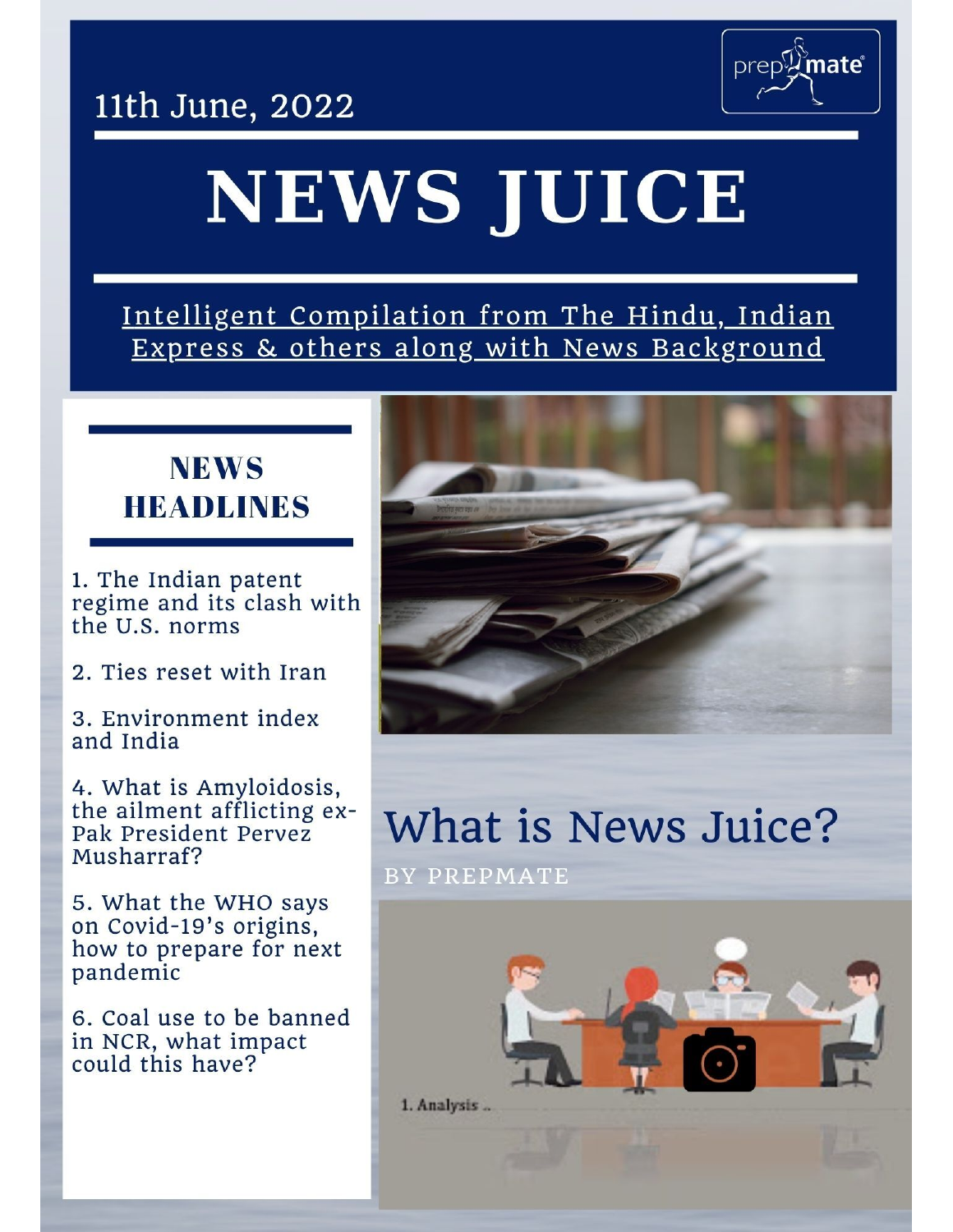11th June, 2022

# NEWS JUICE

Intelligent Compilation from The Hindu, Indian Express & others along with News Background

## NEWS HEADLINES

1. The Indian patent regime and its clash with the U.S. norms
2. Ties reset with Iran
3. Environment index and India
4. What is Amyloidosis, the ailment afflicting ex-Pak President Pervez Musharraf?
5. What the WHO says on Covid-19's origins, how to prepare for next pandemic
6. Coal use to be banned in NCR, what impact could this have?

## What is News Juice?

BY PREPMATE

1. Analysis ..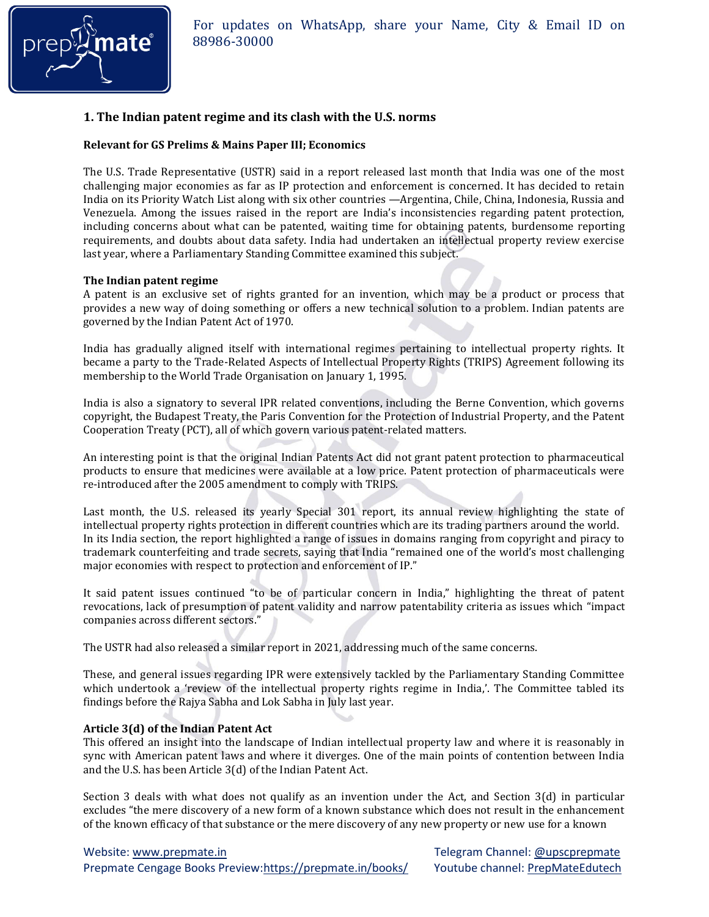## 1. The Indian patent regime and its clash with the U.S. norms

**Relevant for GS Prelims & Mains Paper III; Economics**

The U.S. Trade Representative (USTR) said in a report released last month that India was one of the most challenging major economies as far as IP protection and enforcement is concerned. It has decided to retain India on its Priority Watch List along with six other countries —Argentina, Chile, China, Indonesia, Russia and Venezuela. Among the issues raised in the report are India's inconsistencies regarding patent protection, including concerns about what can be patented, waiting time for obtaining patents, burdensome reporting requirements, and doubts about data safety. India had undertaken an intellectual property review exercise last year, where a Parliamentary Standing Committee examined this subject.

**The Indian patent regime**

A patent is an exclusive set of rights granted for an invention, which may be a product or process that provides a new way of doing something or offers a new technical solution to a problem. Indian patents are governed by the Indian Patent Act of 1970.

India has gradually aligned itself with international regimes pertaining to intellectual property rights. It became a party to the Trade-Related Aspects of Intellectual Property Rights (TRIPS) Agreement following its membership to the World Trade Organisation on January 1, 1995.

India is also a signatory to several IPR related conventions, including the Berne Convention, which governs copyright, the Budapest Treaty, the Paris Convention for the Protection of Industrial Property, and the Patent Cooperation Treaty (PCT), all of which govern various patent-related matters.

An interesting point is that the original Indian Patents Act did not grant patent protection to pharmaceutical products to ensure that medicines were available at a low price. Patent protection of pharmaceuticals were re-introduced after the 2005 amendment to comply with TRIPS.

Last month, the U.S. released its yearly Special 301 report, its annual review highlighting the state of intellectual property rights protection in different countries which are its trading partners around the world. In its India section, the report highlighted a range of issues in domains ranging from copyright and piracy to trademark counterfeiting and trade secrets, saying that India "remained one of the world's most challenging major economies with respect to protection and enforcement of IP."

It said patent issues continued "to be of particular concern in India," highlighting the threat of patent revocations, lack of presumption of patent validity and narrow patentability criteria as issues which "impact companies across different sectors."

The USTR had also released a similar report in 2021, addressing much of the same concerns.

These, and general issues regarding IPR were extensively tackled by the Parliamentary Standing Committee which undertook a 'review of the intellectual property rights regime in India,'. The Committee tabled its findings before the Rajya Sabha and Lok Sabha in July last year.

**Article 3(d) of the Indian Patent Act**

This offered an insight into the landscape of Indian intellectual property law and where it is reasonably in sync with American patent laws and where it diverges. One of the main points of contention between India and the U.S. has been Article 3(d) of the Indian Patent Act.

Section 3 deals with what does not qualify as an invention under the Act, and Section 3(d) in particular excludes "the mere discovery of a new form of a known substance which does not result in the enhancement of the known efficacy of that substance or the mere discovery of any new property or new use for a known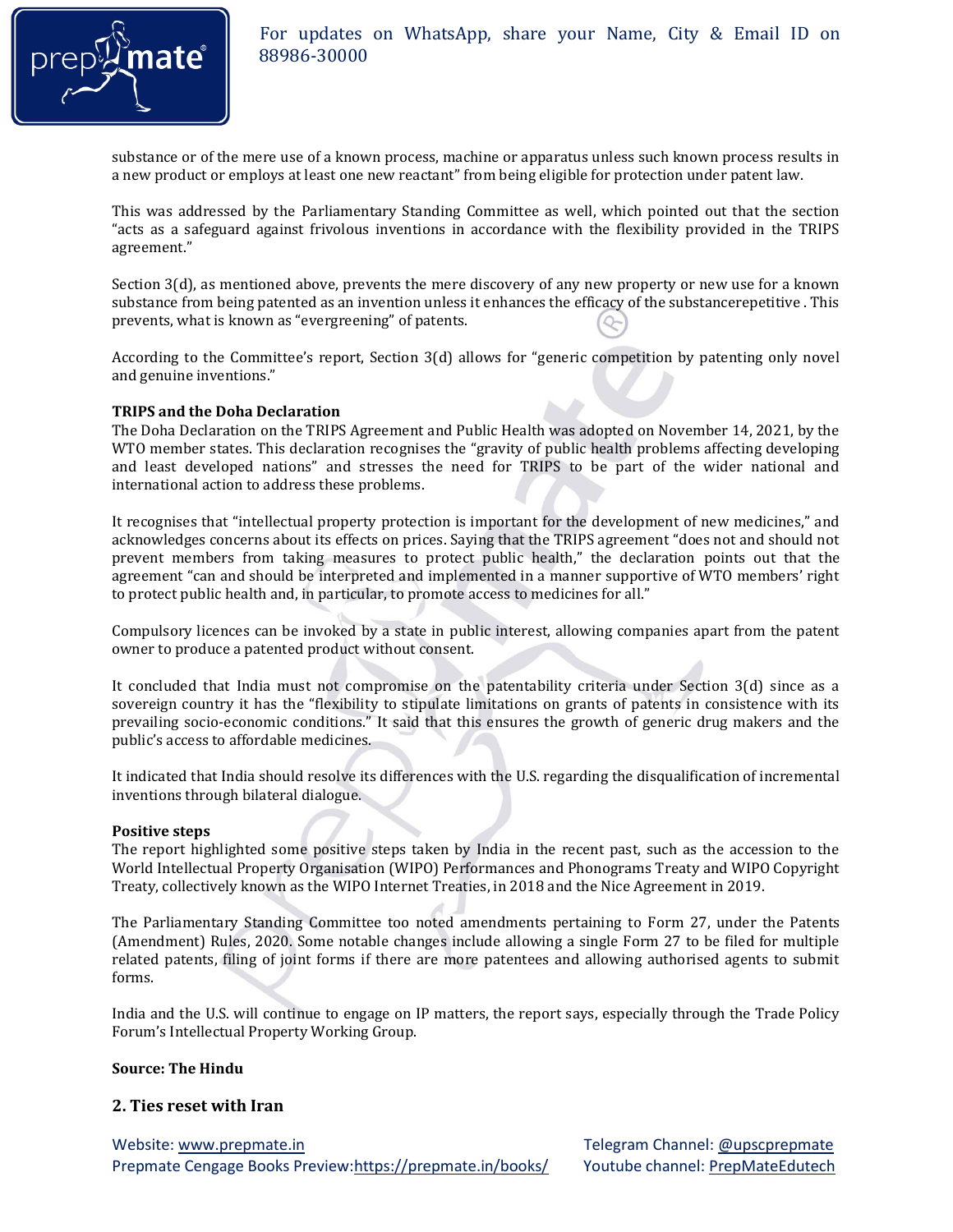substance or of the mere use of a known process, machine or apparatus unless such known process results in a new product or employs at least one new reactant" from being eligible for protection under patent law.

This was addressed by the Parliamentary Standing Committee as well, which pointed out that the section "acts as a safeguard against frivolous inventions in accordance with the flexibility provided in the TRIPS agreement."

Section 3(d), as mentioned above, prevents the mere discovery of any new property or new use for a known substance from being patented as an invention unless it enhances the efficacy of the substancerepetitive . This prevents, what is known as "evergreening" of patents.

According to the Committee's report, Section 3(d) allows for "generic competition by patenting only novel and genuine inventions."

**TRIPS and the Doha Declaration**

The Doha Declaration on the TRIPS Agreement and Public Health was adopted on November 14, 2021, by the WTO member states. This declaration recognises the "gravity of public health problems affecting developing and least developed nations" and stresses the need for TRIPS to be part of the wider national and international action to address these problems.

It recognises that "intellectual property protection is important for the development of new medicines," and acknowledges concerns about its effects on prices. Saying that the TRIPS agreement "does not and should not prevent members from taking measures to protect public health," the declaration points out that the agreement "can and should be interpreted and implemented in a manner supportive of WTO members' right to protect public health and, in particular, to promote access to medicines for all."

Compulsory licences can be invoked by a state in public interest, allowing companies apart from the patent owner to produce a patented product without consent.

It concluded that India must not compromise on the patentability criteria under Section 3(d) since as a sovereign country it has the "flexibility to stipulate limitations on grants of patents in consistence with its prevailing socio-economic conditions." It said that this ensures the growth of generic drug makers and the public's access to affordable medicines.

It indicated that India should resolve its differences with the U.S. regarding the disqualification of incremental inventions through bilateral dialogue.

**Positive steps**

The report highlighted some positive steps taken by India in the recent past, such as the accession to the World Intellectual Property Organisation (WIPO) Performances and Phonograms Treaty and WIPO Copyright Treaty, collectively known as the WIPO Internet Treaties, in 2018 and the Nice Agreement in 2019.

The Parliamentary Standing Committee too noted amendments pertaining to Form 27, under the Patents (Amendment) Rules, 2020. Some notable changes include allowing a single Form 27 to be filed for multiple related patents, filing of joint forms if there are more patentees and allowing authorised agents to submit forms.

India and the U.S. will continue to engage on IP matters, the report says, especially through the Trade Policy Forum's Intellectual Property Working Group.

**Source: The Hindu**

## 2. Ties reset with Iran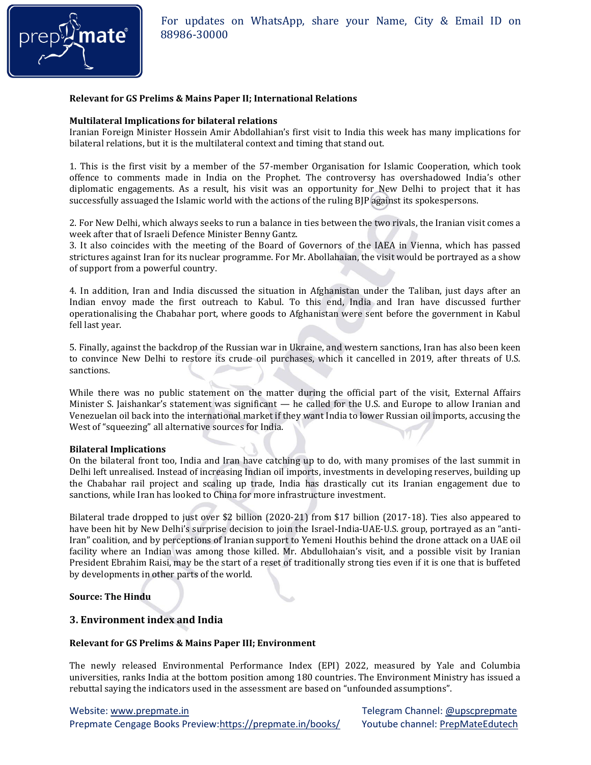**Relevant for GS Prelims & Mains Paper II; International Relations**

**Multilateral Implications for bilateral relations**

Iranian Foreign Minister Hossein Amir Abdollahian's first visit to India this week has many implications for bilateral relations, but it is the multilateral context and timing that stand out.

1. This is the first visit by a member of the 57-member Organisation for Islamic Cooperation, which took offence to comments made in India on the Prophet. The controversy has overshadowed India's other diplomatic engagements. As a result, his visit was an opportunity for New Delhi to project that it has successfully assuaged the Islamic world with the actions of the ruling BJP against its spokespersons.

2. For New Delhi, which always seeks to run a balance in ties between the two rivals, the Iranian visit comes a week after that of Israeli Defence Minister Benny Gantz.

3. It also coincides with the meeting of the Board of Governors of the IAEA in Vienna, which has passed strictures against Iran for its nuclear programme. For Mr. Abollahaian, the visit would be portrayed as a show of support from a powerful country.

4. In addition, Iran and India discussed the situation in Afghanistan under the Taliban, just days after an Indian envoy made the first outreach to Kabul. To this end, India and Iran have discussed further operationalising the Chabahar port, where goods to Afghanistan were sent before the government in Kabul fell last year.

5. Finally, against the backdrop of the Russian war in Ukraine, and western sanctions, Iran has also been keen to convince New Delhi to restore its crude oil purchases, which it cancelled in 2019, after threats of U.S. sanctions.

While there was no public statement on the matter during the official part of the visit, External Affairs Minister S. Jaishankar's statement was significant — he called for the U.S. and Europe to allow Iranian and Venezuelan oil back into the international market if they want India to lower Russian oil imports, accusing the West of "squeezing" all alternative sources for India.

**Bilateral Implications**

On the bilateral front too, India and Iran have catching up to do, with many promises of the last summit in Delhi left unrealised. Instead of increasing Indian oil imports, investments in developing reserves, building up the Chabahar rail project and scaling up trade, India has drastically cut its Iranian engagement due to sanctions, while Iran has looked to China for more infrastructure investment.

Bilateral trade dropped to just over $2 billion (2020-21) from $17 billion (2017-18). Ties also appeared to have been hit by New Delhi's surprise decision to join the Israel-India-UAE-U.S. group, portrayed as an "anti-Iran" coalition, and by perceptions of Iranian support to Yemeni Houthis behind the drone attack on a UAE oil facility where an Indian was among those killed. Mr. Abdullohaian's visit, and a possible visit by Iranian President Ebrahim Raisi, may be the start of a reset of traditionally strong ties even if it is one that is buffeted by developments in other parts of the world.

**Source: The Hindu**

## 3. Environment index and India

**Relevant for GS Prelims & Mains Paper III; Environment**

The newly released Environmental Performance Index (EPI) 2022, measured by Yale and Columbia universities, ranks India at the bottom position among 180 countries. The Environment Ministry has issued a rebuttal saying the indicators used in the assessment are based on "unfounded assumptions".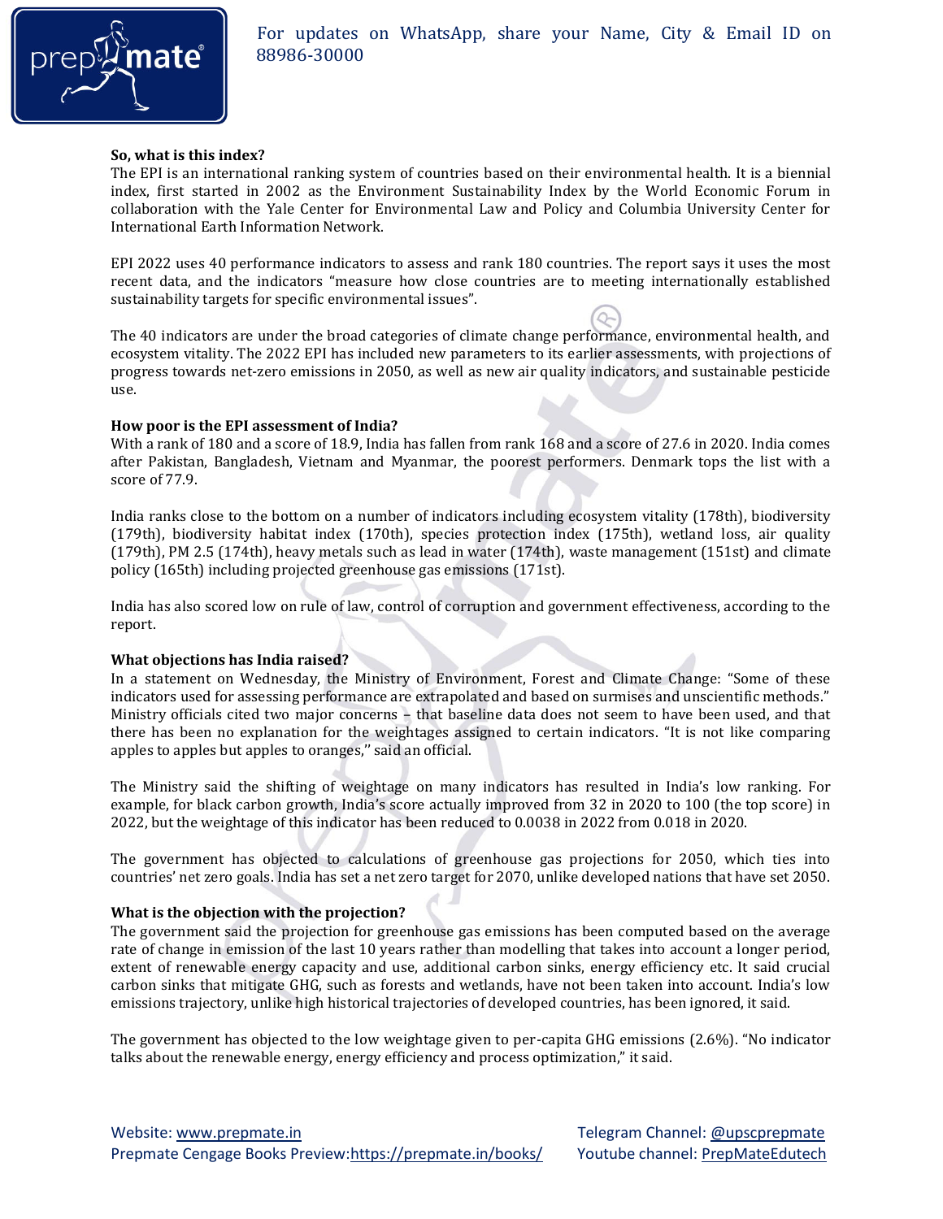**So, what is this index?**

The EPI is an international ranking system of countries based on their environmental health. It is a biennial index, first started in 2002 as the Environment Sustainability Index by the World Economic Forum in collaboration with the Yale Center for Environmental Law and Policy and Columbia University Center for International Earth Information Network.

EPI 2022 uses 40 performance indicators to assess and rank 180 countries. The report says it uses the most recent data, and the indicators "measure how close countries are to meeting internationally established sustainability targets for specific environmental issues".

The 40 indicators are under the broad categories of climate change performance, environmental health, and ecosystem vitality. The 2022 EPI has included new parameters to its earlier assessments, with projections of progress towards net-zero emissions in 2050, as well as new air quality indicators, and sustainable pesticide use.

**How poor is the EPI assessment of India?**

With a rank of 180 and a score of 18.9, India has fallen from rank 168 and a score of 27.6 in 2020. India comes after Pakistan, Bangladesh, Vietnam and Myanmar, the poorest performers. Denmark tops the list with a score of 77.9.

India ranks close to the bottom on a number of indicators including ecosystem vitality (178th), biodiversity (179th), biodiversity habitat index (170th), species protection index (175th), wetland loss, air quality (179th), PM 2.5 (174th), heavy metals such as lead in water (174th), waste management (151st) and climate policy (165th) including projected greenhouse gas emissions (171st).

India has also scored low on rule of law, control of corruption and government effectiveness, according to the report.

**What objections has India raised?**

In a statement on Wednesday, the Ministry of Environment, Forest and Climate Change: "Some of these indicators used for assessing performance are extrapolated and based on surmises and unscientific methods." Ministry officials cited two major concerns – that baseline data does not seem to have been used, and that there has been no explanation for the weightages assigned to certain indicators. "It is not like comparing apples to apples but apples to oranges,'' said an official.

The Ministry said the shifting of weightage on many indicators has resulted in India's low ranking. For example, for black carbon growth, India's score actually improved from 32 in 2020 to 100 (the top score) in 2022, but the weightage of this indicator has been reduced to 0.0038 in 2022 from 0.018 in 2020.

The government has objected to calculations of greenhouse gas projections for 2050, which ties into countries' net zero goals. India has set a net zero target for 2070, unlike developed nations that have set 2050.

**What is the objection with the projection?**

The government said the projection for greenhouse gas emissions has been computed based on the average rate of change in emission of the last 10 years rather than modelling that takes into account a longer period, extent of renewable energy capacity and use, additional carbon sinks, energy efficiency etc. It said crucial carbon sinks that mitigate GHG, such as forests and wetlands, have not been taken into account. India's low emissions trajectory, unlike high historical trajectories of developed countries, has been ignored, it said.

The government has objected to the low weightage given to per-capita GHG emissions (2.6%). "No indicator talks about the renewable energy, energy efficiency and process optimization," it said.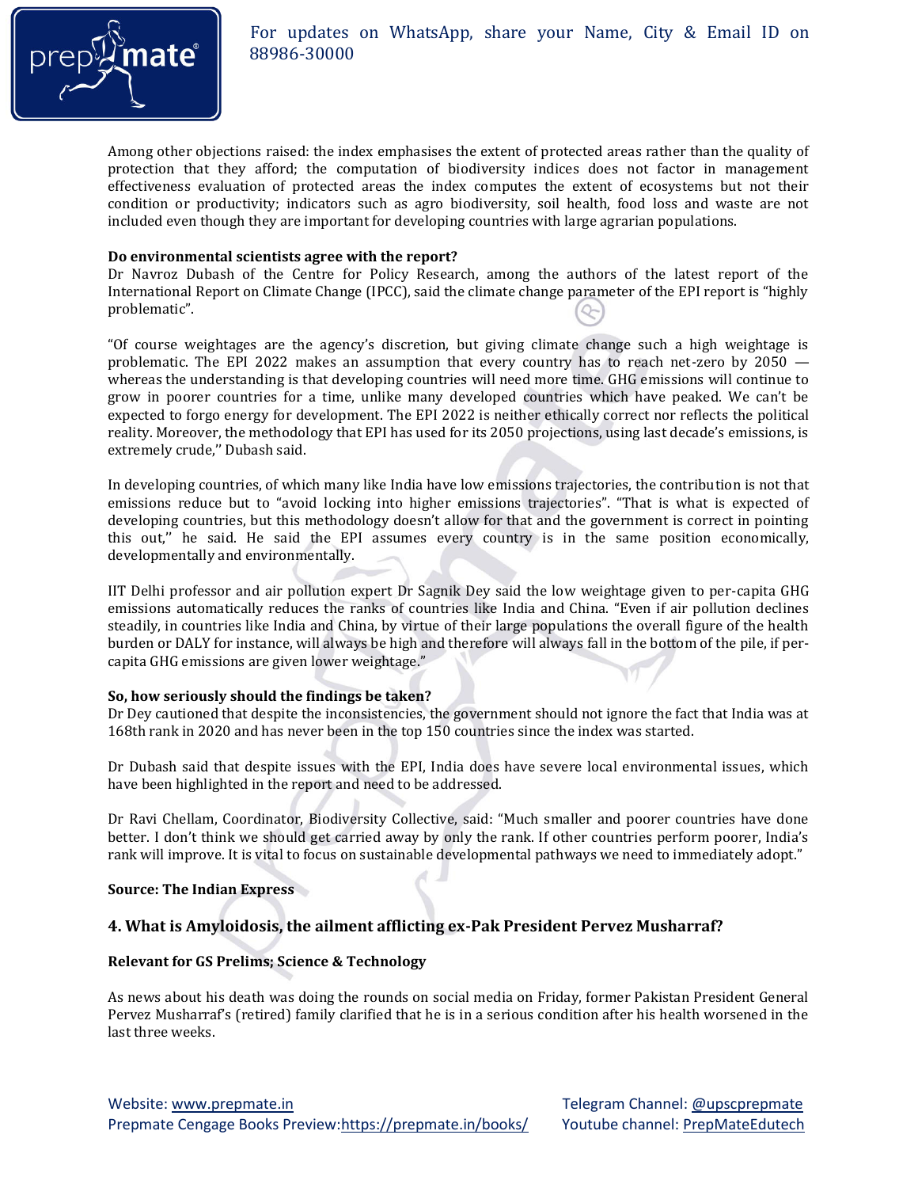Among other objections raised: the index emphasises the extent of protected areas rather than the quality of protection that they afford; the computation of biodiversity indices does not factor in management effectiveness evaluation of protected areas the index computes the extent of ecosystems but not their condition or productivity; indicators such as agro biodiversity, soil health, food loss and waste are not included even though they are important for developing countries with large agrarian populations.

**Do environmental scientists agree with the report?**

Dr Navroz Dubash of the Centre for Policy Research, among the authors of the latest report of the International Report on Climate Change (IPCC), said the climate change parameter of the EPI report is "highly problematic".

"Of course weightages are the agency's discretion, but giving climate change such a high weightage is problematic. The EPI 2022 makes an assumption that every country has to reach net-zero by 2050 — whereas the understanding is that developing countries will need more time. GHG emissions will continue to grow in poorer countries for a time, unlike many developed countries which have peaked. We can't be expected to forgo energy for development. The EPI 2022 is neither ethically correct nor reflects the political reality. Moreover, the methodology that EPI has used for its 2050 projections, using last decade's emissions, is extremely crude,'' Dubash said.

In developing countries, of which many like India have low emissions trajectories, the contribution is not that emissions reduce but to "avoid locking into higher emissions trajectories". "That is what is expected of developing countries, but this methodology doesn't allow for that and the government is correct in pointing this out,'' he said. He said the EPI assumes every country is in the same position economically, developmentally and environmentally.

IIT Delhi professor and air pollution expert Dr Sagnik Dey said the low weightage given to per-capita GHG emissions automatically reduces the ranks of countries like India and China. "Even if air pollution declines steadily, in countries like India and China, by virtue of their large populations the overall figure of the health burden or DALY for instance, will always be high and therefore will always fall in the bottom of the pile, if per-capita GHG emissions are given lower weightage."

**So, how seriously should the findings be taken?**

Dr Dey cautioned that despite the inconsistencies, the government should not ignore the fact that India was at 168th rank in 2020 and has never been in the top 150 countries since the index was started.

Dr Dubash said that despite issues with the EPI, India does have severe local environmental issues, which have been highlighted in the report and need to be addressed.

Dr Ravi Chellam, Coordinator, Biodiversity Collective, said: "Much smaller and poorer countries have done better. I don't think we should get carried away by only the rank. If other countries perform poorer, India's rank will improve. It is vital to focus on sustainable developmental pathways we need to immediately adopt."

**Source: The Indian Express**

### 4. What is Amyloidosis, the ailment afflicting ex-Pak President Pervez Musharraf?

**Relevant for GS Prelims; Science & Technology**

As news about his death was doing the rounds on social media on Friday, former Pakistan President General Pervez Musharraf's (retired) family clarified that he is in a serious condition after his health worsened in the last three weeks.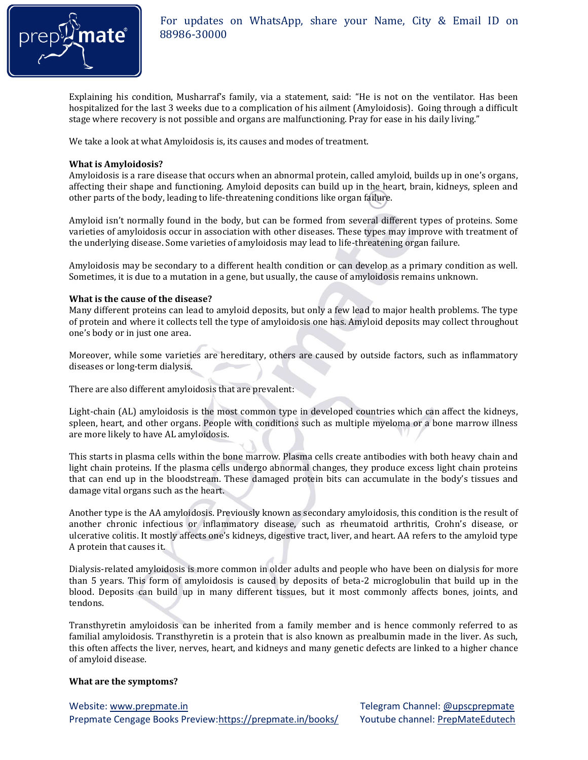Explaining his condition, Musharraf's family, via a statement, said: "He is not on the ventilator. Has been hospitalized for the last 3 weeks due to a complication of his ailment (Amyloidosis). Going through a difficult stage where recovery is not possible and organs are malfunctioning. Pray for ease in his daily living."

We take a look at what Amyloidosis is, its causes and modes of treatment.

**What is Amyloidosis?**

Amyloidosis is a rare disease that occurs when an abnormal protein, called amyloid, builds up in one's organs, affecting their shape and functioning. Amyloid deposits can build up in the heart, brain, kidneys, spleen and other parts of the body, leading to life-threatening conditions like organ failure.

Amyloid isn't normally found in the body, but can be formed from several different types of proteins. Some varieties of amyloidosis occur in association with other diseases. These types may improve with treatment of the underlying disease. Some varieties of amyloidosis may lead to life-threatening organ failure.

Amyloidosis may be secondary to a different health condition or can develop as a primary condition as well. Sometimes, it is due to a mutation in a gene, but usually, the cause of amyloidosis remains unknown.

**What is the cause of the disease?**

Many different proteins can lead to amyloid deposits, but only a few lead to major health problems. The type of protein and where it collects tell the type of amyloidosis one has. Amyloid deposits may collect throughout one's body or in just one area.

Moreover, while some varieties are hereditary, others are caused by outside factors, such as inflammatory diseases or long-term dialysis.

There are also different amyloidosis that are prevalent:

Light-chain (AL) amyloidosis is the most common type in developed countries which can affect the kidneys, spleen, heart, and other organs. People with conditions such as multiple myeloma or a bone marrow illness are more likely to have AL amyloidosis.

This starts in plasma cells within the bone marrow. Plasma cells create antibodies with both heavy chain and light chain proteins. If the plasma cells undergo abnormal changes, they produce excess light chain proteins that can end up in the bloodstream. These damaged protein bits can accumulate in the body's tissues and damage vital organs such as the heart.

Another type is the AA amyloidosis. Previously known as secondary amyloidosis, this condition is the result of another chronic infectious or inflammatory disease, such as rheumatoid arthritis, Crohn's disease, or ulcerative colitis. It mostly affects one's kidneys, digestive tract, liver, and heart. AA refers to the amyloid type A protein that causes it.

Dialysis-related amyloidosis is more common in older adults and people who have been on dialysis for more than 5 years. This form of amyloidosis is caused by deposits of beta-2 microglobulin that build up in the blood. Deposits can build up in many different tissues, but it most commonly affects bones, joints, and tendons.

Transthyretin amyloidosis can be inherited from a family member and is hence commonly referred to as familial amyloidosis. Transthyretin is a protein that is also known as prealbumin made in the liver. As such, this often affects the liver, nerves, heart, and kidneys and many genetic defects are linked to a higher chance of amyloid disease.

**What are the symptoms?**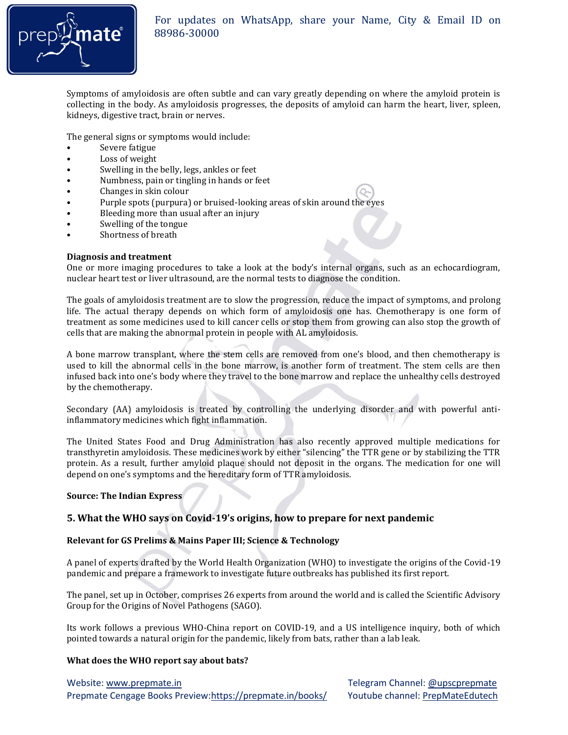Symptoms of amyloidosis are often subtle and can vary greatly depending on where the amyloid protein is collecting in the body. As amyloidosis progresses, the deposits of amyloid can harm the heart, liver, spleen, kidneys, digestive tract, brain or nerves.

The general signs or symptoms would include:

- Severe fatigue
- Loss of weight
- Swelling in the belly, legs, ankles or feet
- Numbness, pain or tingling in hands or feet
- Changes in skin colour
- Purple spots (purpura) or bruised-looking areas of skin around the eyes
- Bleeding more than usual after an injury
- Swelling of the tongue
- Shortness of breath

**Diagnosis and treatment**

One or more imaging procedures to take a look at the body's internal organs, such as an echocardiogram, nuclear heart test or liver ultrasound, are the normal tests to diagnose the condition.

The goals of amyloidosis treatment are to slow the progression, reduce the impact of symptoms, and prolong life. The actual therapy depends on which form of amyloidosis one has. Chemotherapy is one form of treatment as some medicines used to kill cancer cells or stop them from growing can also stop the growth of cells that are making the abnormal protein in people with AL amyloidosis.

A bone marrow transplant, where the stem cells are removed from one's blood, and then chemotherapy is used to kill the abnormal cells in the bone marrow, is another form of treatment. The stem cells are then infused back into one's body where they travel to the bone marrow and replace the unhealthy cells destroyed by the chemotherapy.

Secondary (AA) amyloidosis is treated by controlling the underlying disorder and with powerful anti-inflammatory medicines which fight inflammation.

The United States Food and Drug Administration has also recently approved multiple medications for transthyretin amyloidosis. These medicines work by either "silencing" the TTR gene or by stabilizing the TTR protein. As a result, further amyloid plaque should not deposit in the organs. The medication for one will depend on one's symptoms and the hereditary form of TTR amyloidosis.

**Source: The Indian Express**

### 5. What the WHO says on Covid-19's origins, how to prepare for next pandemic

**Relevant for GS Prelims & Mains Paper III; Science & Technology**

A panel of experts drafted by the World Health Organization (WHO) to investigate the origins of the Covid-19 pandemic and prepare a framework to investigate future outbreaks has published its first report.

The panel, set up in October, comprises 26 experts from around the world and is called the Scientific Advisory Group for the Origins of Novel Pathogens (SAGO).

Its work follows a previous WHO-China report on COVID-19, and a US intelligence inquiry, both of which pointed towards a natural origin for the pandemic, likely from bats, rather than a lab leak.

**What does the WHO report say about bats?**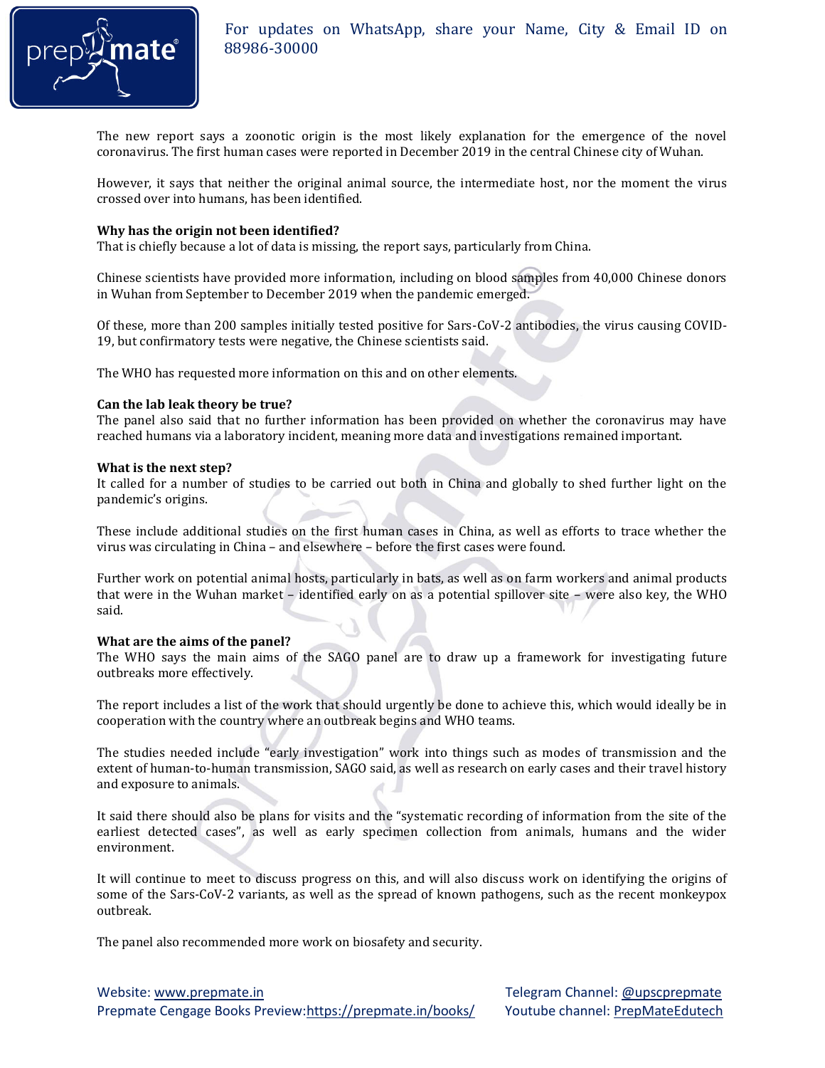The new report says a zoonotic origin is the most likely explanation for the emergence of the novel coronavirus. The first human cases were reported in December 2019 in the central Chinese city of Wuhan.

However, it says that neither the original animal source, the intermediate host, nor the moment the virus crossed over into humans, has been identified.

**Why has the origin not been identified?**
That is chiefly because a lot of data is missing, the report says, particularly from China.

Chinese scientists have provided more information, including on blood samples from 40,000 Chinese donors in Wuhan from September to December 2019 when the pandemic emerged.

Of these, more than 200 samples initially tested positive for Sars-CoV-2 antibodies, the virus causing COVID-19, but confirmatory tests were negative, the Chinese scientists said.

The WHO has requested more information on this and on other elements.

**Can the lab leak theory be true?**
The panel also said that no further information has been provided on whether the coronavirus may have reached humans via a laboratory incident, meaning more data and investigations remained important.

**What is the next step?**
It called for a number of studies to be carried out both in China and globally to shed further light on the pandemic's origins.

These include additional studies on the first human cases in China, as well as efforts to trace whether the virus was circulating in China – and elsewhere – before the first cases were found.

Further work on potential animal hosts, particularly in bats, as well as on farm workers and animal products that were in the Wuhan market – identified early on as a potential spillover site – were also key, the WHO said.

**What are the aims of the panel?**
The WHO says the main aims of the SAGO panel are to draw up a framework for investigating future outbreaks more effectively.

The report includes a list of the work that should urgently be done to achieve this, which would ideally be in cooperation with the country where an outbreak begins and WHO teams.

The studies needed include "early investigation" work into things such as modes of transmission and the extent of human-to-human transmission, SAGO said, as well as research on early cases and their travel history and exposure to animals.

It said there should also be plans for visits and the "systematic recording of information from the site of the earliest detected cases", as well as early specimen collection from animals, humans and the wider environment.

It will continue to meet to discuss progress on this, and will also discuss work on identifying the origins of some of the Sars-CoV-2 variants, as well as the spread of known pathogens, such as the recent monkeypox outbreak.

The panel also recommended more work on biosafety and security.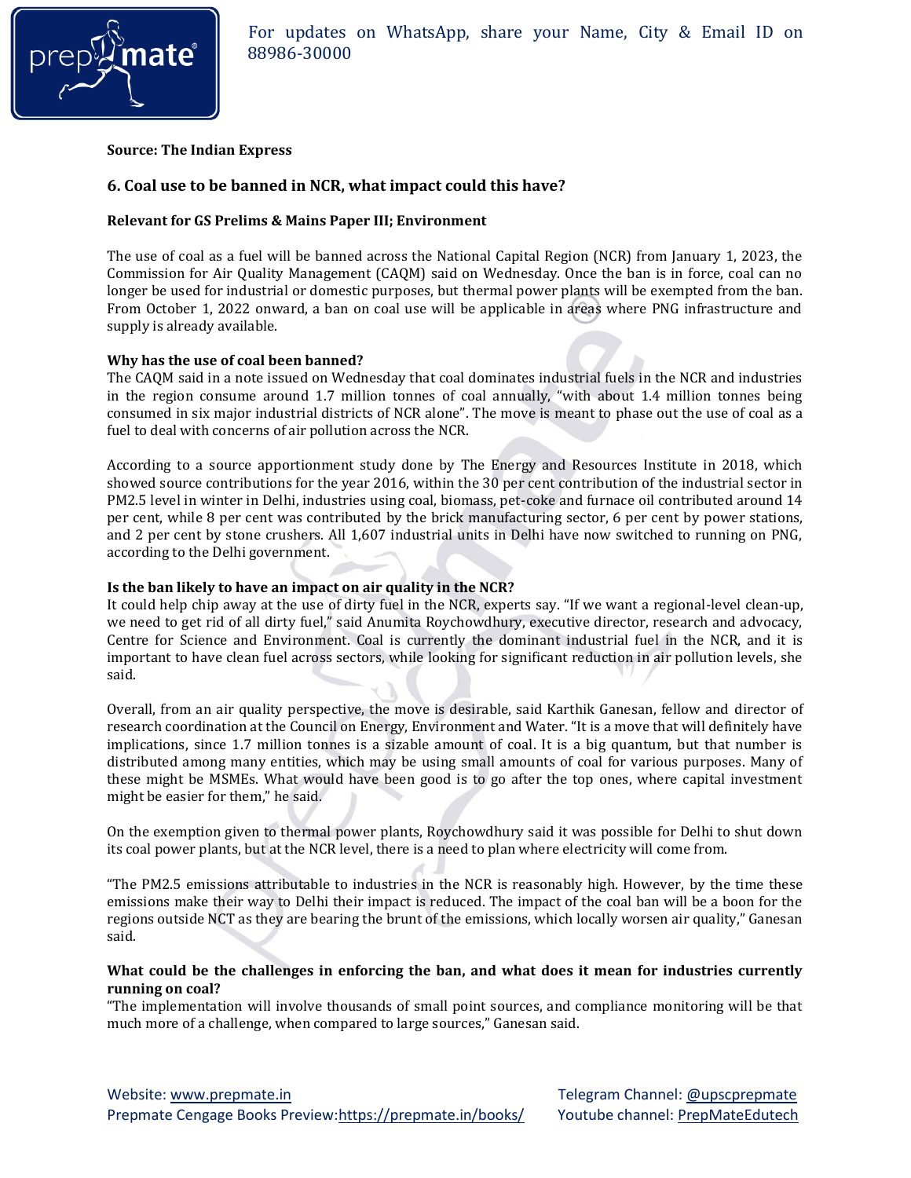**Source: The Indian Express**

## 6. Coal use to be banned in NCR, what impact could this have?

**Relevant for GS Prelims & Mains Paper III; Environment**

The use of coal as a fuel will be banned across the National Capital Region (NCR) from January 1, 2023, the Commission for Air Quality Management (CAQM) said on Wednesday. Once the ban is in force, coal can no longer be used for industrial or domestic purposes, but thermal power plants will be exempted from the ban. From October 1, 2022 onward, a ban on coal use will be applicable in areas where PNG infrastructure and supply is already available.

**Why has the use of coal been banned?**

The CAQM said in a note issued on Wednesday that coal dominates industrial fuels in the NCR and industries in the region consume around 1.7 million tonnes of coal annually, "with about 1.4 million tonnes being consumed in six major industrial districts of NCR alone". The move is meant to phase out the use of coal as a fuel to deal with concerns of air pollution across the NCR.

According to a source apportionment study done by The Energy and Resources Institute in 2018, which showed source contributions for the year 2016, within the 30 per cent contribution of the industrial sector in PM2.5 level in winter in Delhi, industries using coal, biomass, pet-coke and furnace oil contributed around 14 per cent, while 8 per cent was contributed by the brick manufacturing sector, 6 per cent by power stations, and 2 per cent by stone crushers. All 1,607 industrial units in Delhi have now switched to running on PNG, according to the Delhi government.

**Is the ban likely to have an impact on air quality in the NCR?**

It could help chip away at the use of dirty fuel in the NCR, experts say. "If we want a regional-level clean-up, we need to get rid of all dirty fuel," said Anumita Roychowdhury, executive director, research and advocacy, Centre for Science and Environment. Coal is currently the dominant industrial fuel in the NCR, and it is important to have clean fuel across sectors, while looking for significant reduction in air pollution levels, she said.

Overall, from an air quality perspective, the move is desirable, said Karthik Ganesan, fellow and director of research coordination at the Council on Energy, Environment and Water. "It is a move that will definitely have implications, since 1.7 million tonnes is a sizable amount of coal. It is a big quantum, but that number is distributed among many entities, which may be using small amounts of coal for various purposes. Many of these might be MSMEs. What would have been good is to go after the top ones, where capital investment might be easier for them," he said.

On the exemption given to thermal power plants, Roychowdhury said it was possible for Delhi to shut down its coal power plants, but at the NCR level, there is a need to plan where electricity will come from.

"The PM2.5 emissions attributable to industries in the NCR is reasonably high. However, by the time these emissions make their way to Delhi their impact is reduced. The impact of the coal ban will be a boon for the regions outside NCT as they are bearing the brunt of the emissions, which locally worsen air quality," Ganesan said.

**What could be the challenges in enforcing the ban, and what does it mean for industries currently running on coal?**

"The implementation will involve thousands of small point sources, and compliance monitoring will be that much more of a challenge, when compared to large sources," Ganesan said.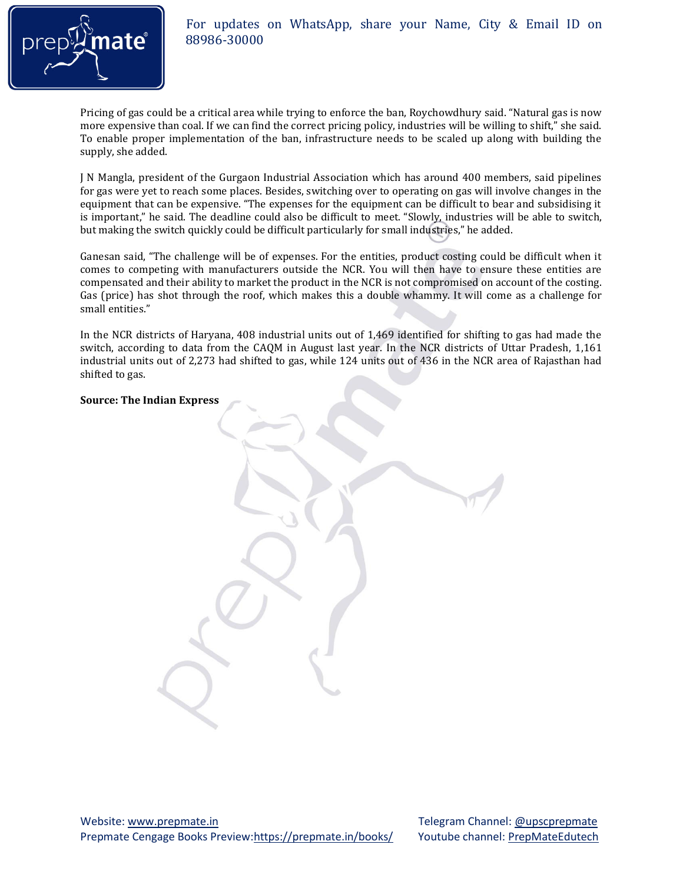Pricing of gas could be a critical area while trying to enforce the ban, Roychowdhury said. "Natural gas is now more expensive than coal. If we can find the correct pricing policy, industries will be willing to shift," she said. To enable proper implementation of the ban, infrastructure needs to be scaled up along with building the supply, she added.

J N Mangla, president of the Gurgaon Industrial Association which has around 400 members, said pipelines for gas were yet to reach some places. Besides, switching over to operating on gas will involve changes in the equipment that can be expensive. "The expenses for the equipment can be difficult to bear and subsidising it is important," he said. The deadline could also be difficult to meet. "Slowly, industries will be able to switch, but making the switch quickly could be difficult particularly for small industries," he added.

Ganesan said, "The challenge will be of expenses. For the entities, product costing could be difficult when it comes to competing with manufacturers outside the NCR. You will then have to ensure these entities are compensated and their ability to market the product in the NCR is not compromised on account of the costing. Gas (price) has shot through the roof, which makes this a double whammy. It will come as a challenge for small entities."

In the NCR districts of Haryana, 408 industrial units out of 1,469 identified for shifting to gas had made the switch, according to data from the CAQM in August last year. In the NCR districts of Uttar Pradesh, 1,161 industrial units out of 2,273 had shifted to gas, while 124 units out of 436 in the NCR area of Rajasthan had shifted to gas.

**Source: The Indian Express**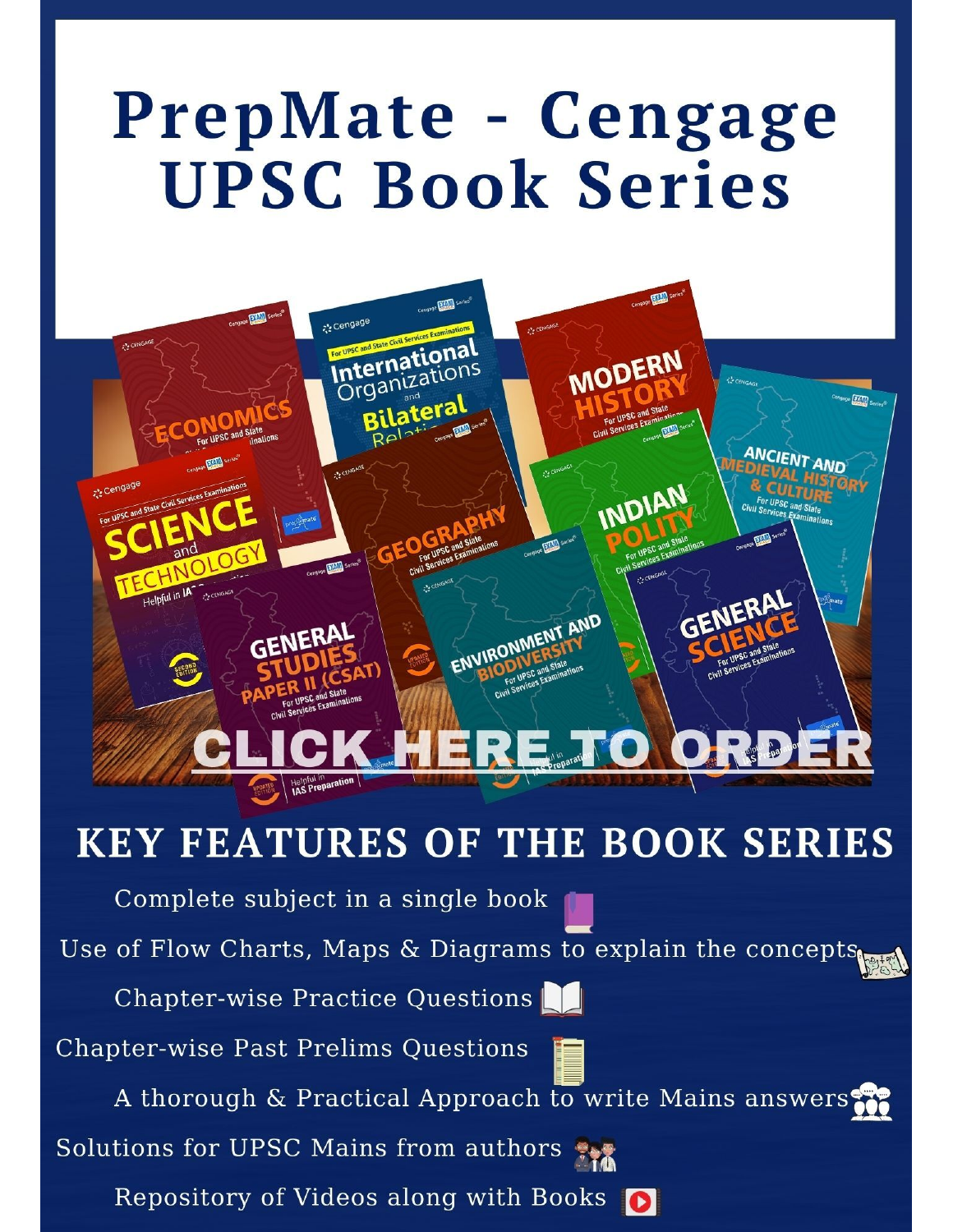# PrepMate - Cengage UPSC Book Series

**CLICK HERE TO ORDER**

## KEY FEATURES OF THE BOOK SERIES

- Complete subject in a single book
- Use of Flow Charts, Maps & Diagrams to explain the concepts
- Chapter-wise Practice Questions
- Chapter-wise Past Prelims Questions
- A thorough & Practical Approach to write Mains answers
- Solutions for UPSC Mains from authors
- Repository of Videos along with Books